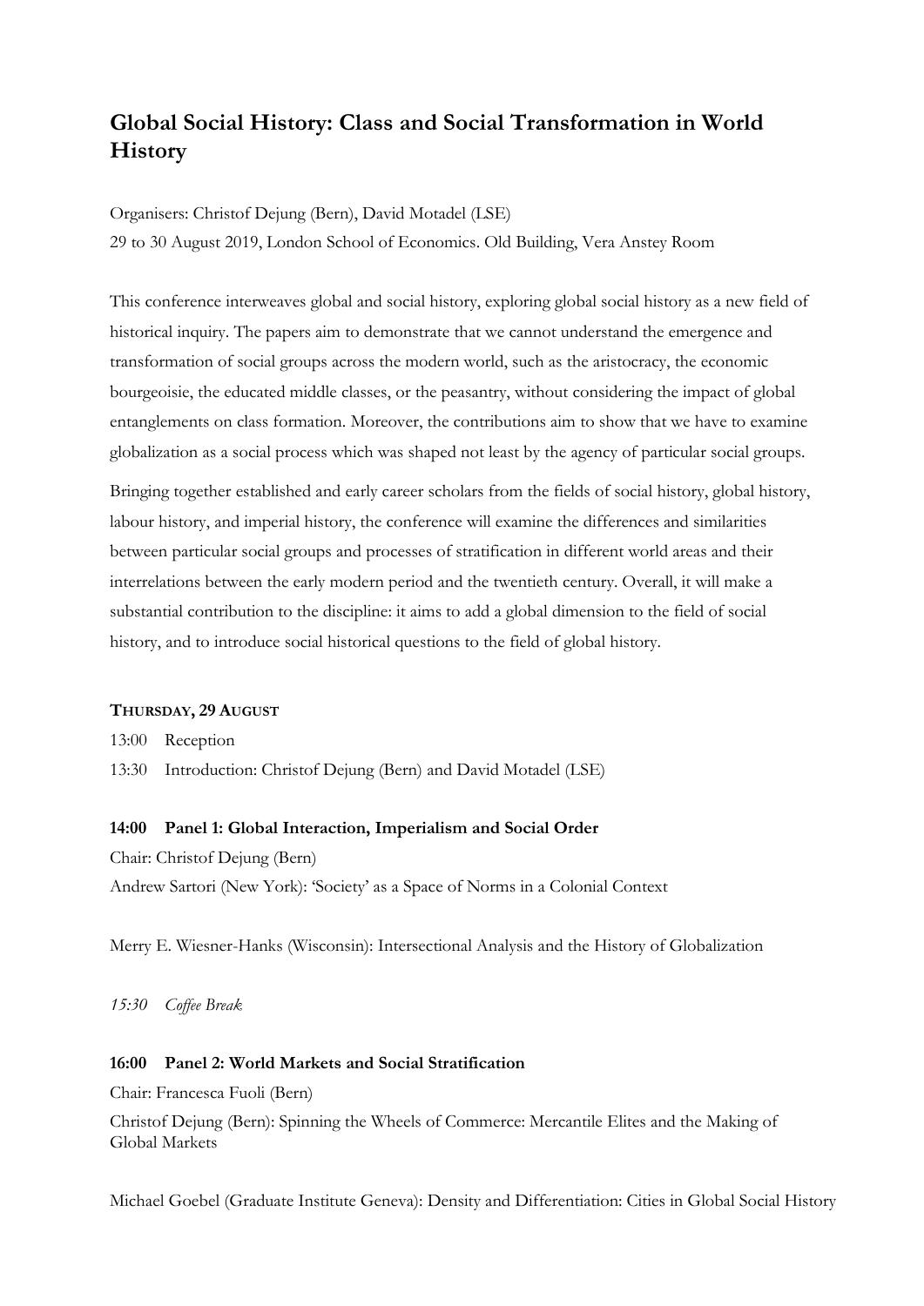# Global Social History: Class and Social Transformation in World History

Organisers: Christof Dejung (Bern), David Motadel (LSE)

29 to 30 August 2019, London School of Economics. Old Building, Vera Anstey Room

This conference interweaves global and social history, exploring global social history as a new field of historical inquiry. The papers aim to demonstrate that we cannot understand the emergence and transformation of social groups across the modern world, such as the aristocracy, the economic bourgeoisie, the educated middle classes, or the peasantry, without considering the impact of global entanglements on class formation. Moreover, the contributions aim to show that we have to examine globalization as a social process which was shaped not least by the agency of particular social groups.

Bringing together established and early career scholars from the fields of social history, global history, labour history, and imperial history, the conference will examine the differences and similarities between particular social groups and processes of stratification in different world areas and their interrelations between the early modern period and the twentieth century. Overall, it will make a substantial contribution to the discipline: it aims to add a global dimension to the field of social history, and to introduce social historical questions to the field of global history.

**THURSDAY, 29 AUGUST**

13:00 Reception

13:30 Introduction: Christof Dejung (Bern) and David Motadel (LSE)

**14:00 Panel 1: Global Interaction, Imperialism and Social Order**

Chair: Christof Dejung (Bern)

Andrew Sartori (New York): 'Society' as a Space of Norms in a Colonial Context

Merry E. Wiesner-Hanks (Wisconsin): Intersectional Analysis and the History of Globalization

*15:30 Coffee Break*

**16:00 Panel 2: World Markets and Social Stratification**

Chair: Francesca Fuoli (Bern)

Christof Dejung (Bern): Spinning the Wheels of Commerce: Mercantile Elites and the Making of Global Markets

Michael Goebel (Graduate Institute Geneva): Density and Differentiation: Cities in Global Social History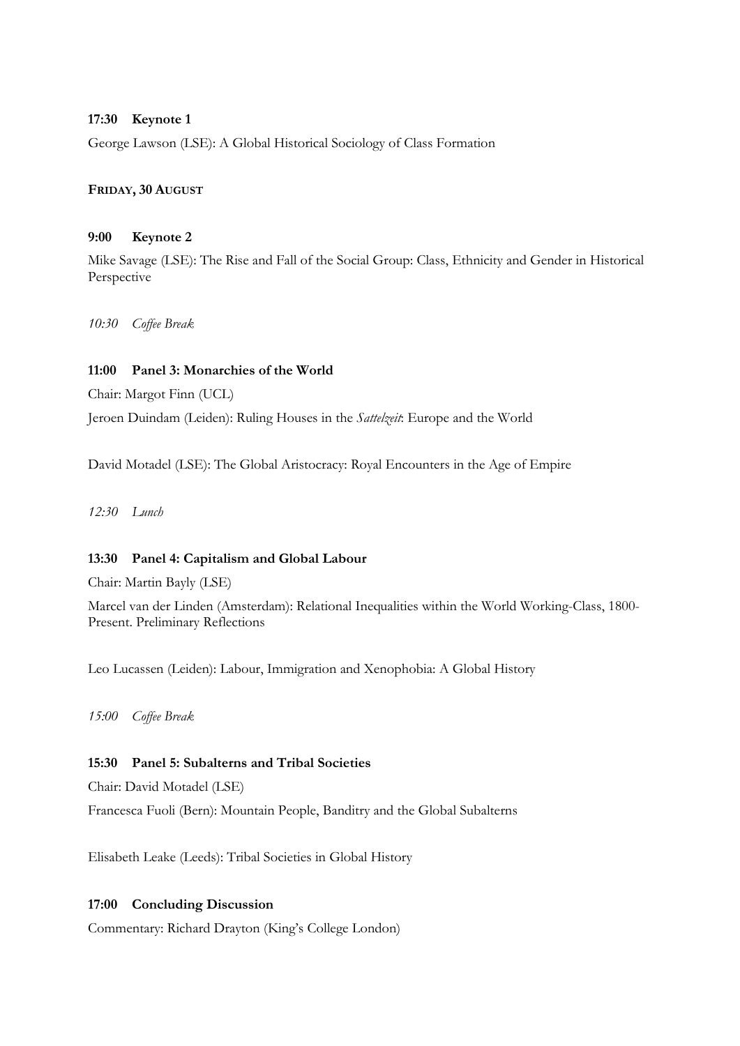**17:30 Keynote 1**

George Lawson (LSE): A Global Historical Sociology of Class Formation

**FRIDAY, 30 AUGUST**

**9:00 Keynote 2**

Mike Savage (LSE): The Rise and Fall of the Social Group: Class, Ethnicity and Gender in Historical Perspective

*10:30 Coffee Break*

**11:00 Panel 3: Monarchies of the World**

Chair: Margot Finn (UCL)

Jeroen Duindam (Leiden): Ruling Houses in the *Sattelzeit*: Europe and the World

David Motadel (LSE): The Global Aristocracy: Royal Encounters in the Age of Empire

*12:30 Lunch*

**13:30 Panel 4: Capitalism and Global Labour**

Chair: Martin Bayly (LSE)

Marcel van der Linden (Amsterdam): Relational Inequalities within the World Working-Class, 1800-Present. Preliminary Reflections

Leo Lucassen (Leiden): Labour, Immigration and Xenophobia: A Global History

*15:00 Coffee Break*

**15:30 Panel 5: Subalterns and Tribal Societies**

Chair: David Motadel (LSE)

Francesca Fuoli (Bern): Mountain People, Banditry and the Global Subalterns

Elisabeth Leake (Leeds): Tribal Societies in Global History

**17:00 Concluding Discussion**

Commentary: Richard Drayton (King's College London)